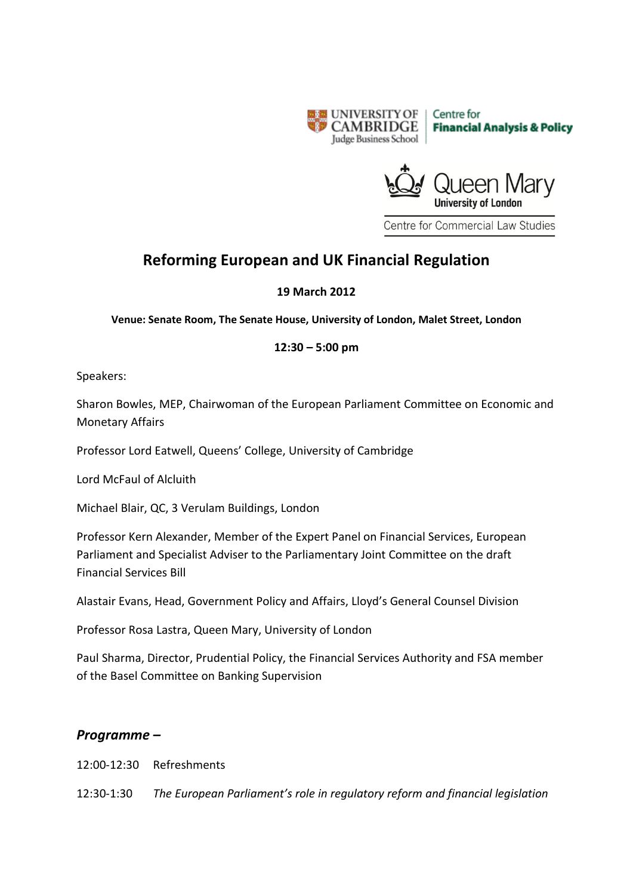UNIVERSITY OF CAMBRIDGE Judge Business School | Centre for **Financial Analysis & Policy**

Queen Mary University of London

Centre for Commercial Law Studies

# Reforming European and UK Financial Regulation

**19 March 2012**

**Venue: Senate Room, The Senate House, University of London, Malet Street, London**

**12:30 – 5:00 pm**

Speakers:

Sharon Bowles, MEP, Chairwoman of the European Parliament Committee on Economic and Monetary Affairs

Professor Lord Eatwell, Queens' College, University of Cambridge

Lord McFaul of Alcluith

Michael Blair, QC, 3 Verulam Buildings, London

Professor Kern Alexander, Member of the Expert Panel on Financial Services, European Parliament and Specialist Adviser to the Parliamentary Joint Committee on the draft Financial Services Bill

Alastair Evans, Head, Government Policy and Affairs, Lloyd's General Counsel Division

Professor Rosa Lastra, Queen Mary, University of London

Paul Sharma, Director, Prudential Policy, the Financial Services Authority and FSA member of the Basel Committee on Banking Supervision

## *Programme –*

12:00-12:30 Refreshments

12:30-1:30 *The European Parliament's role in regulatory reform and financial legislation*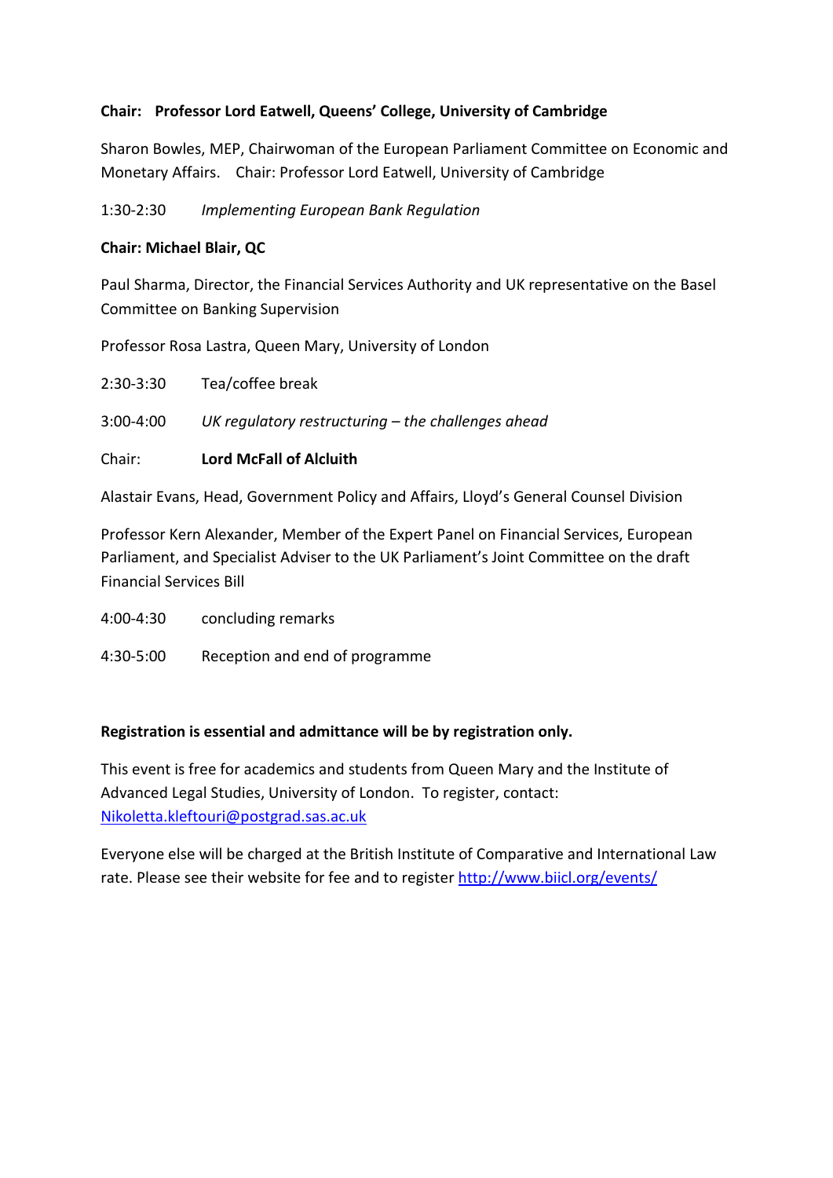**Chair: Professor Lord Eatwell, Queens' College, University of Cambridge**

Sharon Bowles, MEP, Chairwoman of the European Parliament Committee on Economic and Monetary Affairs. Chair: Professor Lord Eatwell, University of Cambridge

1:30-2:30 *Implementing European Bank Regulation*

**Chair: Michael Blair, QC**

Paul Sharma, Director, the Financial Services Authority and UK representative on the Basel Committee on Banking Supervision

Professor Rosa Lastra, Queen Mary, University of London

2:30-3:30 Tea/coffee break

3:00-4:00 *UK regulatory restructuring – the challenges ahead*

Chair: **Lord McFall of Alcluith**

Alastair Evans, Head, Government Policy and Affairs, Lloyd's General Counsel Division

Professor Kern Alexander, Member of the Expert Panel on Financial Services, European Parliament, and Specialist Adviser to the UK Parliament's Joint Committee on the draft Financial Services Bill

4:00-4:30 concluding remarks

4:30-5:00 Reception and end of programme

**Registration is essential and admittance will be by registration only.**

This event is free for academics and students from Queen Mary and the Institute of Advanced Legal Studies, University of London. To register, contact: [Nikoletta.kleftouri@postgrad.sas.ac.uk](mailto:Nikoletta.kleftouri@postgrad.sas.ac.uk)

Everyone else will be charged at the British Institute of Comparative and International Law rate. Please see their website for fee and to register [http://www.biicl.org/events/](http://www.biicl.org/events/)